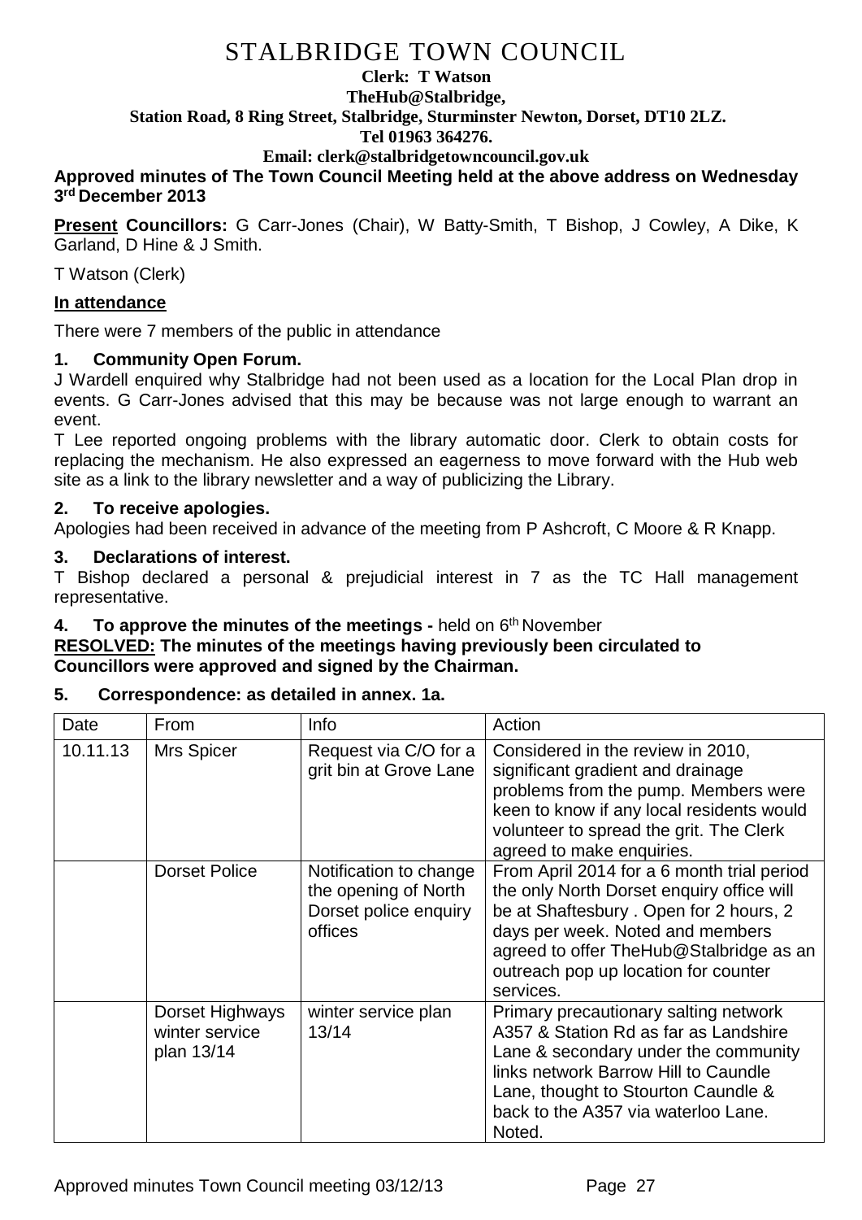# STALBRIDGE TOWN COUNCIL

**Clerk: T Watson**
**TheHub@Stalbridge,**
**Station Road, 8 Ring Street, Stalbridge, Sturminster Newton, Dorset, DT10 2LZ.**
**Tel 01963 364276.**
**Email: clerk@stalbridgetowncouncil.gov.uk**

**Approved minutes of The Town Council Meeting held at the above address on Wednesday 3rd December 2013**

**Present Councillors:** G Carr-Jones (Chair), W Batty-Smith, T Bishop, J Cowley, A Dike, K Garland, D Hine & J Smith.

T Watson (Clerk)

**In attendance**

There were 7 members of the public in attendance

**1. Community Open Forum.**

J Wardell enquired why Stalbridge had not been used as a location for the Local Plan drop in events. G Carr-Jones advised that this may be because was not large enough to warrant an event.

T Lee reported ongoing problems with the library automatic door. Clerk to obtain costs for replacing the mechanism. He also expressed an eagerness to move forward with the Hub web site as a link to the library newsletter and a way of publicizing the Library.

**2. To receive apologies.**

Apologies had been received in advance of the meeting from P Ashcroft, C Moore & R Knapp.

**3. Declarations of interest.**

T Bishop declared a personal & prejudicial interest in 7 as the TC Hall management representative.

**4. To approve the minutes of the meetings -** held on 6th November

**RESOLVED: The minutes of the meetings having previously been circulated to Councillors were approved and signed by the Chairman.**

**5. Correspondence: as detailed in annex. 1a.**

| Date | From | Info | Action |
|---|---|---|---|
| 10.11.13 | Mrs Spicer | Request via C/O for a grit bin at Grove Lane | Considered in the review in 2010, significant gradient and drainage problems from the pump. Members were keen to know if any local residents would volunteer to spread the grit. The Clerk agreed to make enquiries. |
| | Dorset Police | Notification to change the opening of North Dorset police enquiry offices | From April 2014 for a 6 month trial period the only North Dorset enquiry office will be at Shaftesbury . Open for 2 hours, 2 days per week. Noted and members agreed to offer TheHub@Stalbridge as an outreach pop up location for counter services. |
| | Dorset Highways winter service plan 13/14 | winter service plan 13/14 | Primary precautionary salting network A357 & Station Rd as far as Landshire Lane & secondary under the community links network Barrow Hill to Caundle Lane, thought to Stourton Caundle & back to the A357 via waterloo Lane. Noted. |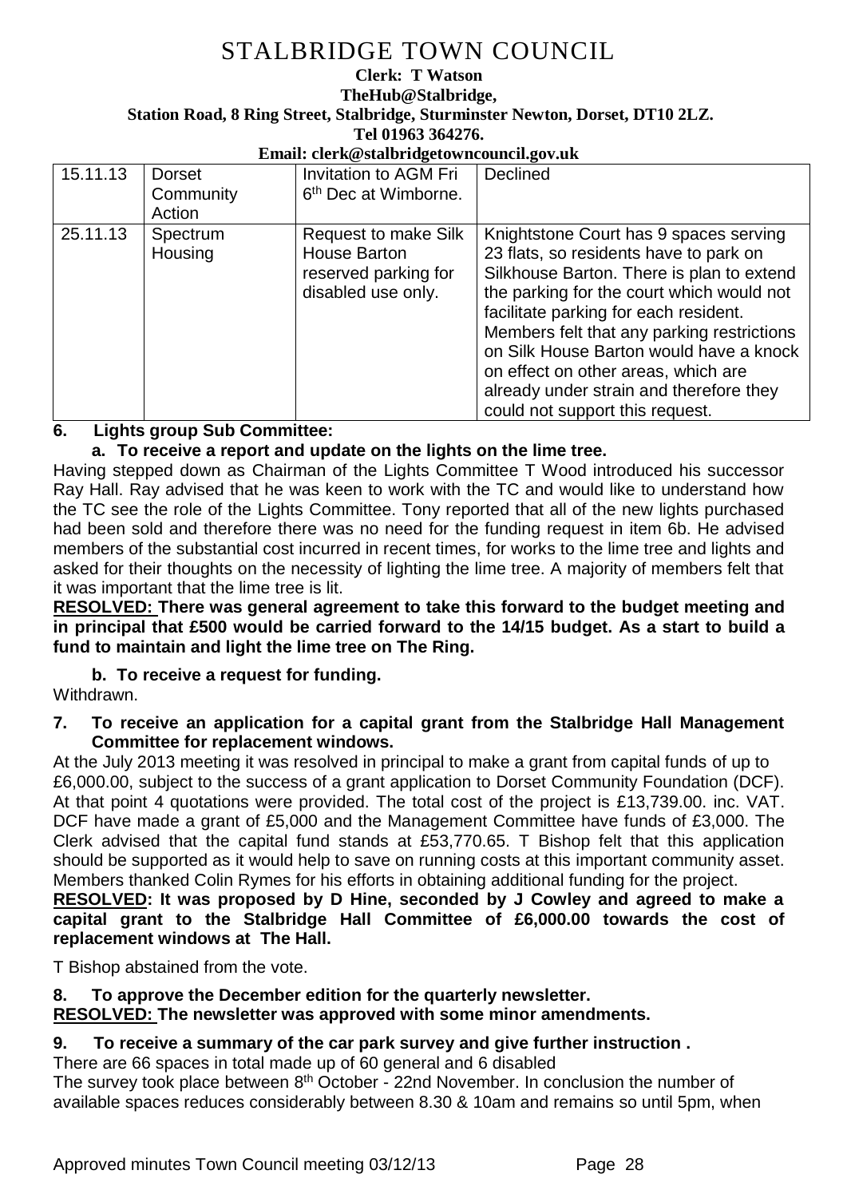# STALBRIDGE TOWN COUNCIL

**Clerk: T Watson**
**TheHub@Stalbridge,**
**Station Road, 8 Ring Street, Stalbridge, Sturminster Newton, Dorset, DT10 2LZ.**
**Tel 01963 364276.**
**Email: clerk@stalbridgetowncouncil.gov.uk**

| | | | |
|---|---|---|---|
| 15.11.13 | Dorset Community Action | Invitation to AGM Fri 6th Dec at Wimborne. | Declined |
| 25.11.13 | Spectrum Housing | Request to make Silk House Barton reserved parking for disabled use only. | Knightstone Court has 9 spaces serving 23 flats, so residents have to park on Silkhouse Barton. There is plan to extend the parking for the court which would not facilitate parking for each resident. Members felt that any parking restrictions on Silk House Barton would have a knock on effect on other areas, which are already under strain and therefore they could not support this request. |

**6. Lights group Sub Committee:**

**a. To receive a report and update on the lights on the lime tree.**

Having stepped down as Chairman of the Lights Committee T Wood introduced his successor Ray Hall. Ray advised that he was keen to work with the TC and would like to understand how the TC see the role of the Lights Committee. Tony reported that all of the new lights purchased had been sold and therefore there was no need for the funding request in item 6b. He advised members of the substantial cost incurred in recent times, for works to the lime tree and lights and asked for their thoughts on the necessity of lighting the lime tree. A majority of members felt that it was important that the lime tree is lit.

**<u>RESOLVED:</u> There was general agreement to take this forward to the budget meeting and in principal that £500 would be carried forward to the 14/15 budget. As a start to build a fund to maintain and light the lime tree on The Ring.**

**b. To receive a request for funding.**

Withdrawn.

**7. To receive an application for a capital grant from the Stalbridge Hall Management Committee for replacement windows.**

At the July 2013 meeting it was resolved in principal to make a grant from capital funds of up to £6,000.00, subject to the success of a grant application to Dorset Community Foundation (DCF). At that point 4 quotations were provided. The total cost of the project is £13,739.00. inc. VAT. DCF have made a grant of £5,000 and the Management Committee have funds of £3,000. The Clerk advised that the capital fund stands at £53,770.65. T Bishop felt that this application should be supported as it would help to save on running costs at this important community asset. Members thanked Colin Rymes for his efforts in obtaining additional funding for the project.

**<u>RESOLVED</u>: It was proposed by D Hine, seconded by J Cowley and agreed to make a capital grant to the Stalbridge Hall Committee of £6,000.00 towards the cost of replacement windows at The Hall.**

T Bishop abstained from the vote.

**8. To approve the December edition for the quarterly newsletter.**

**<u>RESOLVED:</u> The newsletter was approved with some minor amendments.**

**9. To receive a summary of the car park survey and give further instruction .**

There are 66 spaces in total made up of 60 general and 6 disabled

The survey took place between 8th October - 22nd November. In conclusion the number of available spaces reduces considerably between 8.30 & 10am and remains so until 5pm, when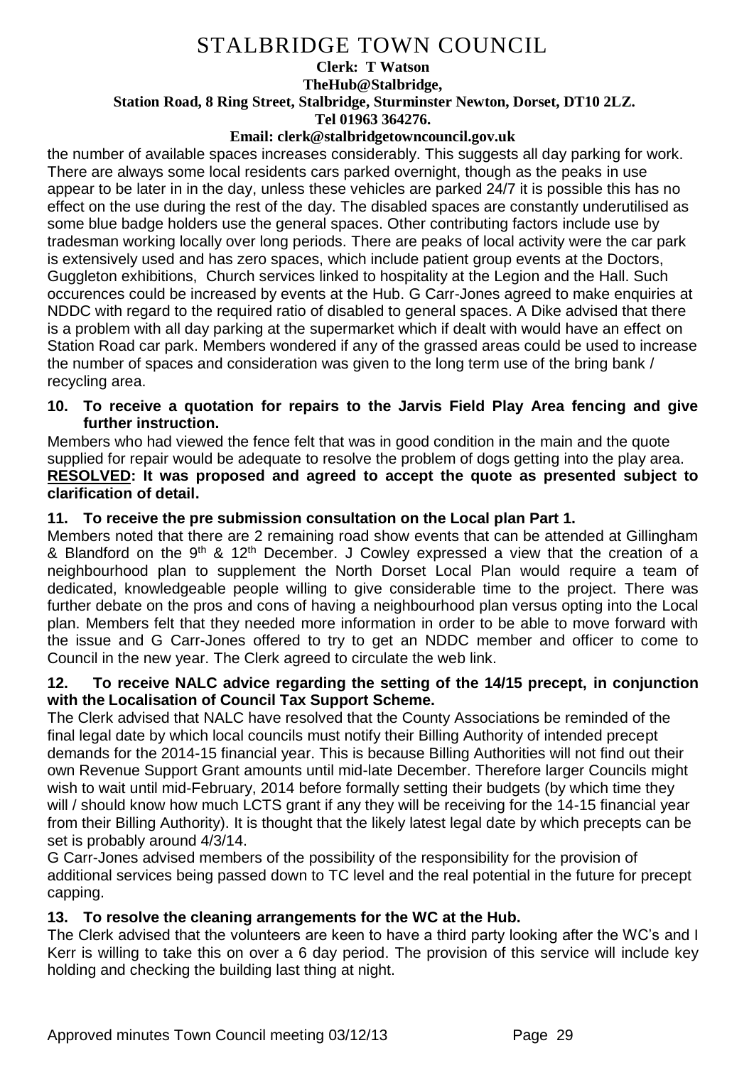the number of available spaces increases considerably. This suggests all day parking for work. There are always some local residents cars parked overnight, though as the peaks in use appear to be later in in the day, unless these vehicles are parked 24/7 it is possible this has no effect on the use during the rest of the day. The disabled spaces are constantly underutilised as some blue badge holders use the general spaces. Other contributing factors include use by tradesman working locally over long periods. There are peaks of local activity were the car park is extensively used and has zero spaces, which include patient group events at the Doctors, Guggleton exhibitions, Church services linked to hospitality at the Legion and the Hall. Such occurences could be increased by events at the Hub. G Carr-Jones agreed to make enquiries at NDDC with regard to the required ratio of disabled to general spaces. A Dike advised that there is a problem with all day parking at the supermarket which if dealt with would have an effect on Station Road car park. Members wondered if any of the grassed areas could be used to increase the number of spaces and consideration was given to the long term use of the bring bank / recycling area.

**10. To receive a quotation for repairs to the Jarvis Field Play Area fencing and give further instruction.**

Members who had viewed the fence felt that was in good condition in the main and the quote supplied for repair would be adequate to resolve the problem of dogs getting into the play area.

**RESOLVED: It was proposed and agreed to accept the quote as presented subject to clarification of detail.**

**11. To receive the pre submission consultation on the Local plan Part 1.**

Members noted that there are 2 remaining road show events that can be attended at Gillingham & Blandford on the 9th & 12th December. J Cowley expressed a view that the creation of a neighbourhood plan to supplement the North Dorset Local Plan would require a team of dedicated, knowledgeable people willing to give considerable time to the project. There was further debate on the pros and cons of having a neighbourhood plan versus opting into the Local plan. Members felt that they needed more information in order to be able to move forward with the issue and G Carr-Jones offered to try to get an NDDC member and officer to come to Council in the new year. The Clerk agreed to circulate the web link.

**12. To receive NALC advice regarding the setting of the 14/15 precept, in conjunction with the Localisation of Council Tax Support Scheme.**

The Clerk advised that NALC have resolved that the County Associations be reminded of the final legal date by which local councils must notify their Billing Authority of intended precept demands for the 2014-15 financial year. This is because Billing Authorities will not find out their own Revenue Support Grant amounts until mid-late December. Therefore larger Councils might wish to wait until mid-February, 2014 before formally setting their budgets (by which time they will / should know how much LCTS grant if any they will be receiving for the 14-15 financial year from their Billing Authority). It is thought that the likely latest legal date by which precepts can be set is probably around 4/3/14.

G Carr-Jones advised members of the possibility of the responsibility for the provision of additional services being passed down to TC level and the real potential in the future for precept capping.

**13. To resolve the cleaning arrangements for the WC at the Hub.**

The Clerk advised that the volunteers are keen to have a third party looking after the WC's and I Kerr is willing to take this on over a 6 day period. The provision of this service will include key holding and checking the building last thing at night.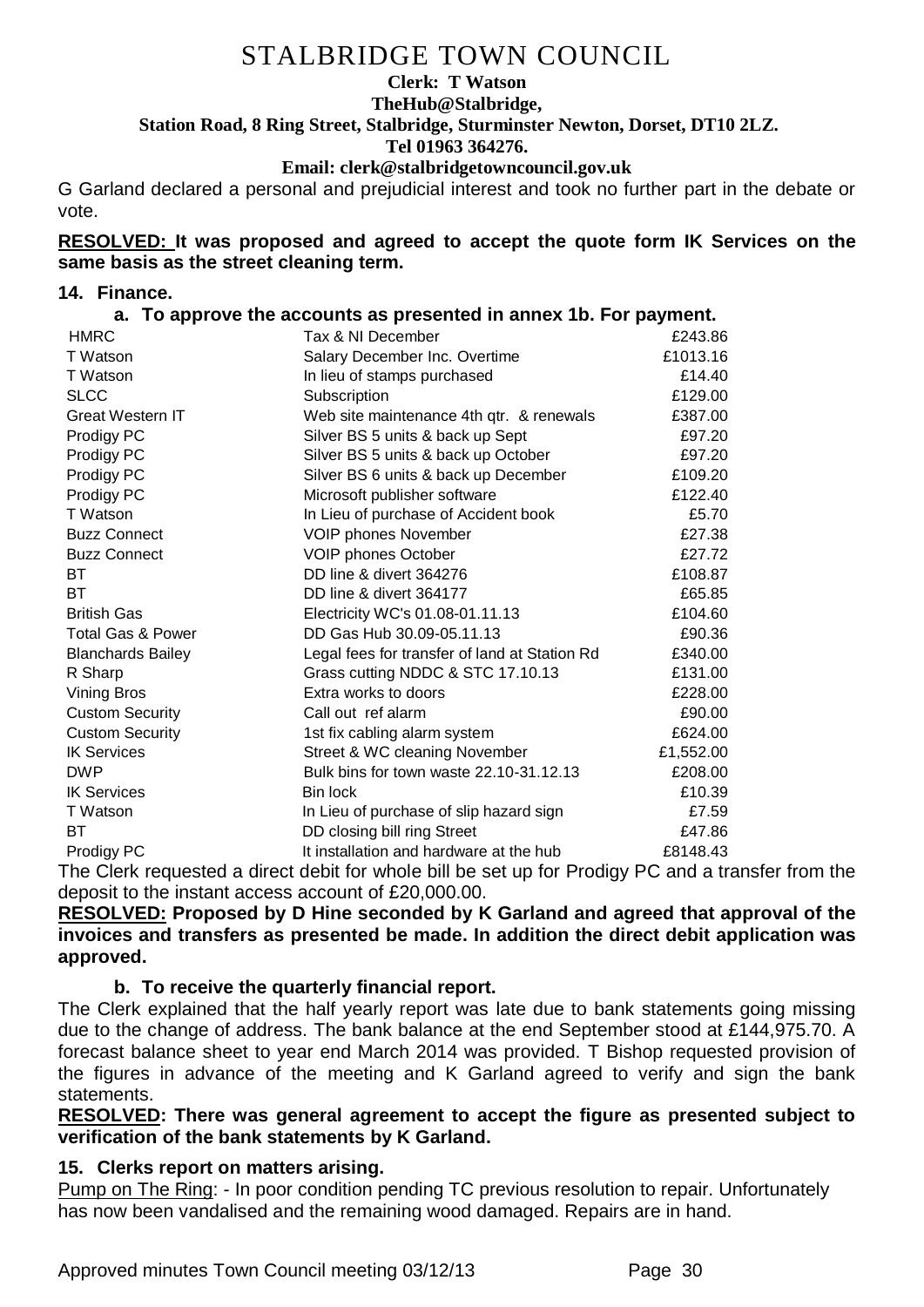# STALBRIDGE TOWN COUNCIL

**Clerk: T Watson**
**TheHub@Stalbridge,**
**Station Road, 8 Ring Street, Stalbridge, Sturminster Newton, Dorset, DT10 2LZ.**
**Tel 01963 364276.**
**Email: clerk@stalbridgetowncouncil.gov.uk**

G Garland declared a personal and prejudicial interest and took no further part in the debate or vote.

**RESOLVED: It was proposed and agreed to accept the quote form IK Services on the same basis as the street cleaning term.**

## 14. Finance.

### a. To approve the accounts as presented in annex 1b. For payment.

| | | |
|---|---|---|
| HMRC | Tax & NI December | £243.86 |
| T Watson | Salary December Inc. Overtime | £1013.16 |
| T Watson | In lieu of stamps purchased | £14.40 |
| SLCC | Subscription | £129.00 |
| Great Western IT | Web site maintenance 4th qtr. & renewals | £387.00 |
| Prodigy PC | Silver BS 5 units & back up Sept | £97.20 |
| Prodigy PC | Silver BS 5 units & back up October | £97.20 |
| Prodigy PC | Silver BS 6 units & back up December | £109.20 |
| Prodigy PC | Microsoft publisher software | £122.40 |
| T Watson | In Lieu of purchase of Accident book | £5.70 |
| Buzz Connect | VOIP phones November | £27.38 |
| Buzz Connect | VOIP phones October | £27.72 |
| BT | DD line & divert 364276 | £108.87 |
| BT | DD line & divert 364177 | £65.85 |
| British Gas | Electricity WC's 01.08-01.11.13 | £104.60 |
| Total Gas & Power | DD Gas Hub 30.09-05.11.13 | £90.36 |
| Blanchards Bailey | Legal fees for transfer of land at Station Rd | £340.00 |
| R Sharp | Grass cutting NDDC & STC 17.10.13 | £131.00 |
| Vining Bros | Extra works to doors | £228.00 |
| Custom Security | Call out ref alarm | £90.00 |
| Custom Security | 1st fix cabling alarm system | £624.00 |
| IK Services | Street & WC cleaning November | £1,552.00 |
| DWP | Bulk bins for town waste 22.10-31.12.13 | £208.00 |
| IK Services | Bin lock | £10.39 |
| T Watson | In Lieu of purchase of slip hazard sign | £7.59 |
| BT | DD closing bill ring Street | £47.86 |
| Prodigy PC | It installation and hardware at the hub | £8148.43 |

The Clerk requested a direct debit for whole bill be set up for Prodigy PC and a transfer from the deposit to the instant access account of £20,000.00.

**RESOLVED: Proposed by D Hine seconded by K Garland and agreed that approval of the invoices and transfers as presented be made. In addition the direct debit application was approved.**

### b. To receive the quarterly financial report.

The Clerk explained that the half yearly report was late due to bank statements going missing due to the change of address. The bank balance at the end September stood at £144,975.70. A forecast balance sheet to year end March 2014 was provided. T Bishop requested provision of the figures in advance of the meeting and K Garland agreed to verify and sign the bank statements.

**RESOLVED: There was general agreement to accept the figure as presented subject to verification of the bank statements by K Garland.**

## 15. Clerks report on matters arising.

Pump on The Ring: - In poor condition pending TC previous resolution to repair. Unfortunately has now been vandalised and the remaining wood damaged. Repairs are in hand.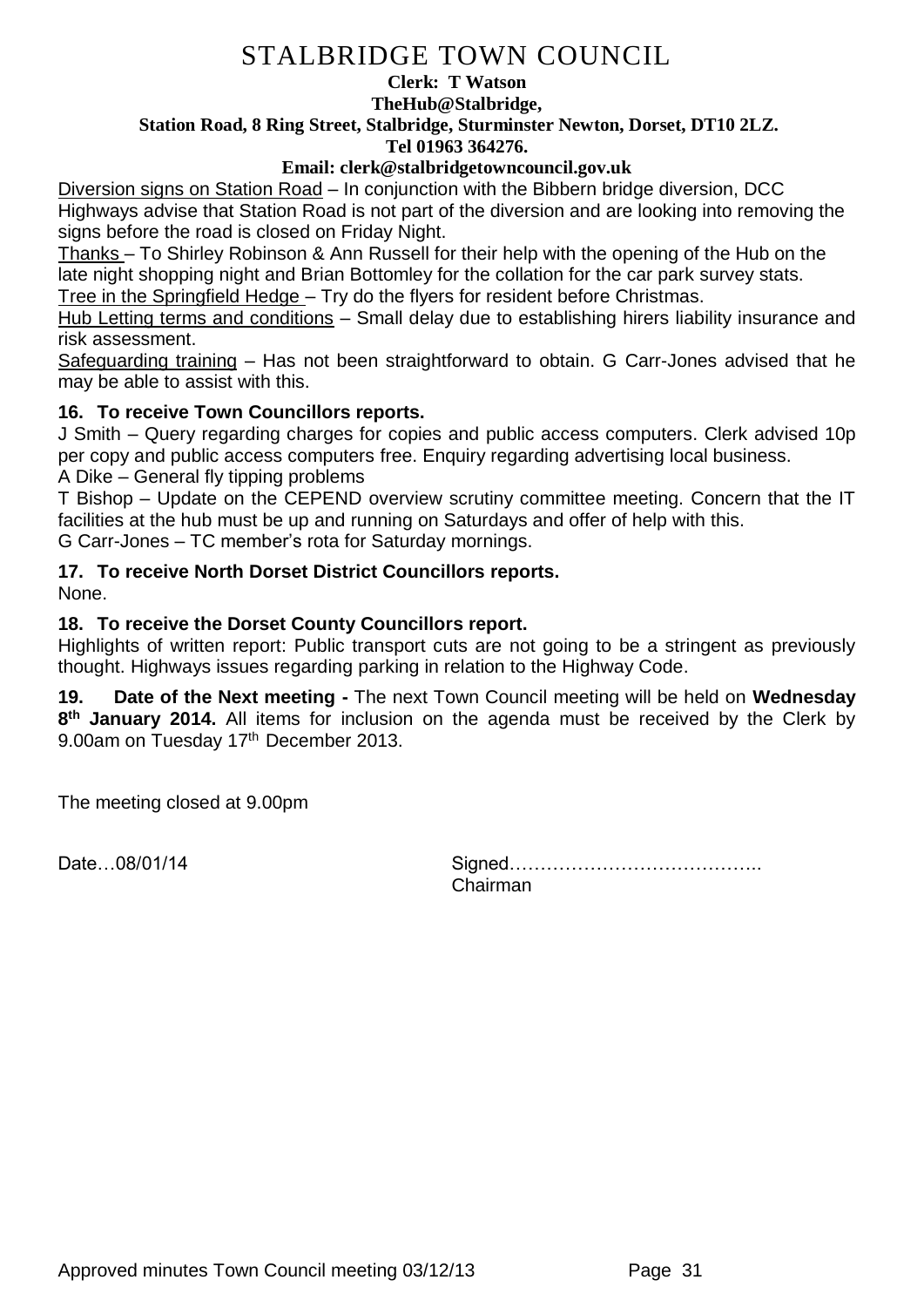# STALBRIDGE TOWN COUNCIL

**Clerk: T Watson**
**TheHub@Stalbridge,**
**Station Road, 8 Ring Street, Stalbridge, Sturminster Newton, Dorset, DT10 2LZ.**
**Tel 01963 364276.**
**Email: clerk@stalbridgetowncouncil.gov.uk**

Diversion signs on Station Road – In conjunction with the Bibbern bridge diversion, DCC Highways advise that Station Road is not part of the diversion and are looking into removing the signs before the road is closed on Friday Night.

Thanks – To Shirley Robinson & Ann Russell for their help with the opening of the Hub on the late night shopping night and Brian Bottomley for the collation for the car park survey stats.

Tree in the Springfield Hedge – Try do the flyers for resident before Christmas.

Hub Letting terms and conditions – Small delay due to establishing hirers liability insurance and risk assessment.

Safeguarding training – Has not been straightforward to obtain. G Carr-Jones advised that he may be able to assist with this.

**16. To receive Town Councillors reports.**

J Smith – Query regarding charges for copies and public access computers. Clerk advised 10p per copy and public access computers free. Enquiry regarding advertising local business.

A Dike – General fly tipping problems

T Bishop – Update on the CEPEND overview scrutiny committee meeting. Concern that the IT facilities at the hub must be up and running on Saturdays and offer of help with this.

G Carr-Jones – TC member's rota for Saturday mornings.

**17. To receive North Dorset District Councillors reports.**

None.

**18. To receive the Dorset County Councillors report.**

Highlights of written report: Public transport cuts are not going to be a stringent as previously thought. Highways issues regarding parking in relation to the Highway Code.

**19. Date of the Next meeting -** The next Town Council meeting will be held on **Wednesday 8th January 2014.** All items for inclusion on the agenda must be received by the Clerk by 9.00am on Tuesday 17th December 2013.

The meeting closed at 9.00pm

Date…08/01/14

Signed…………………………………..
Chairman